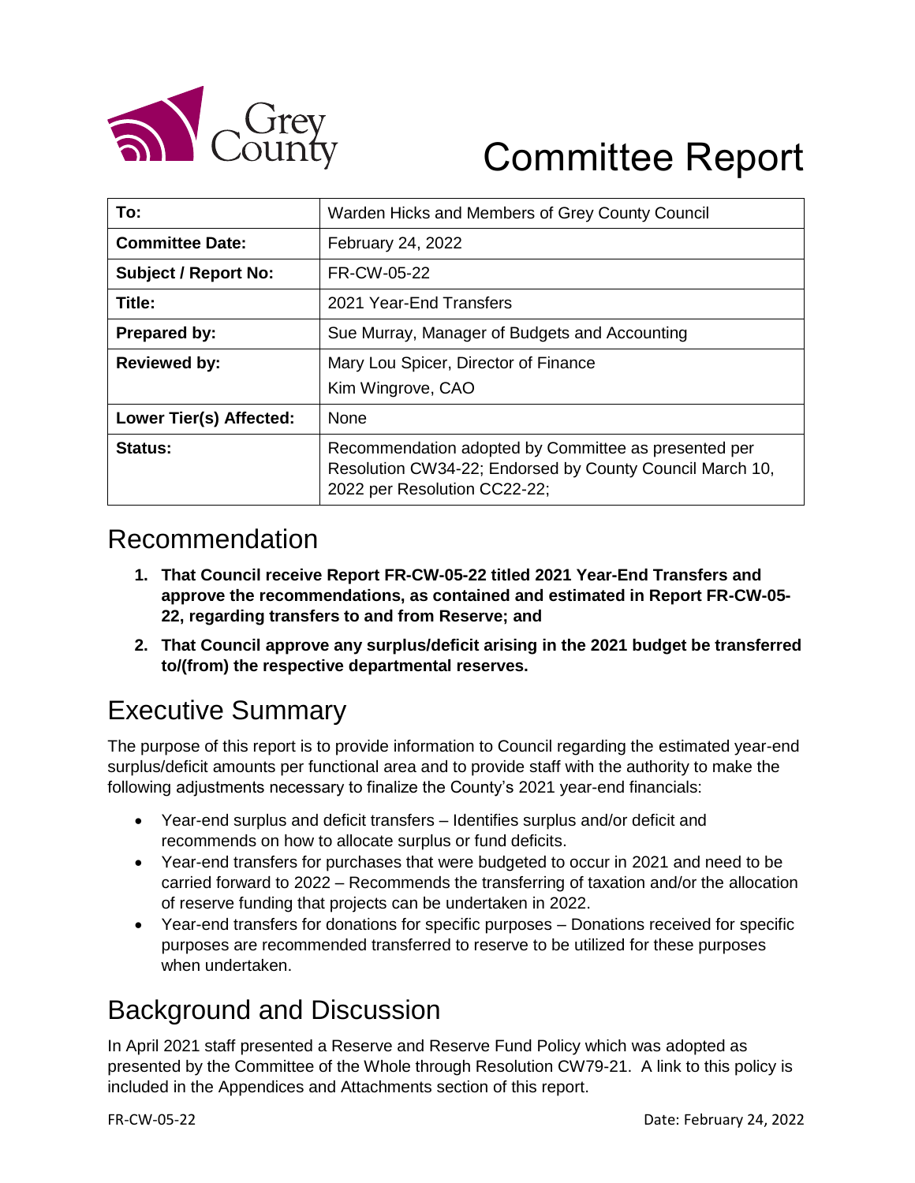Grey County

# Committee Report

| To: | Warden Hicks and Members of Grey County Council |
|---|---|
| **Committee Date:** | February 24, 2022 |
| **Subject / Report No:** | FR-CW-05-22 |
| **Title:** | 2021 Year-End Transfers |
| **Prepared by:** | Sue Murray, Manager of Budgets and Accounting |
| **Reviewed by:** | Mary Lou Spicer, Director of Finance<br>Kim Wingrove, CAO |
| **Lower Tier(s) Affected:** | None |
| **Status:** | Recommendation adopted by Committee as presented per Resolution CW34-22; Endorsed by County Council March 10, 2022 per Resolution CC22-22; |

## Recommendation

1. **That Council receive Report FR-CW-05-22 titled 2021 Year-End Transfers and approve the recommendations, as contained and estimated in Report FR-CW-05-22, regarding transfers to and from Reserve; and**
2. **That Council approve any surplus/deficit arising in the 2021 budget be transferred to/(from) the respective departmental reserves.**

## Executive Summary

The purpose of this report is to provide information to Council regarding the estimated year-end surplus/deficit amounts per functional area and to provide staff with the authority to make the following adjustments necessary to finalize the County's 2021 year-end financials:

- Year-end surplus and deficit transfers – Identifies surplus and/or deficit and recommends on how to allocate surplus or fund deficits.
- Year-end transfers for purchases that were budgeted to occur in 2021 and need to be carried forward to 2022 – Recommends the transferring of taxation and/or the allocation of reserve funding that projects can be undertaken in 2022.
- Year-end transfers for donations for specific purposes – Donations received for specific purposes are recommended transferred to reserve to be utilized for these purposes when undertaken.

## Background and Discussion

In April 2021 staff presented a Reserve and Reserve Fund Policy which was adopted as presented by the Committee of the Whole through Resolution CW79-21. A link to this policy is included in the Appendices and Attachments section of this report.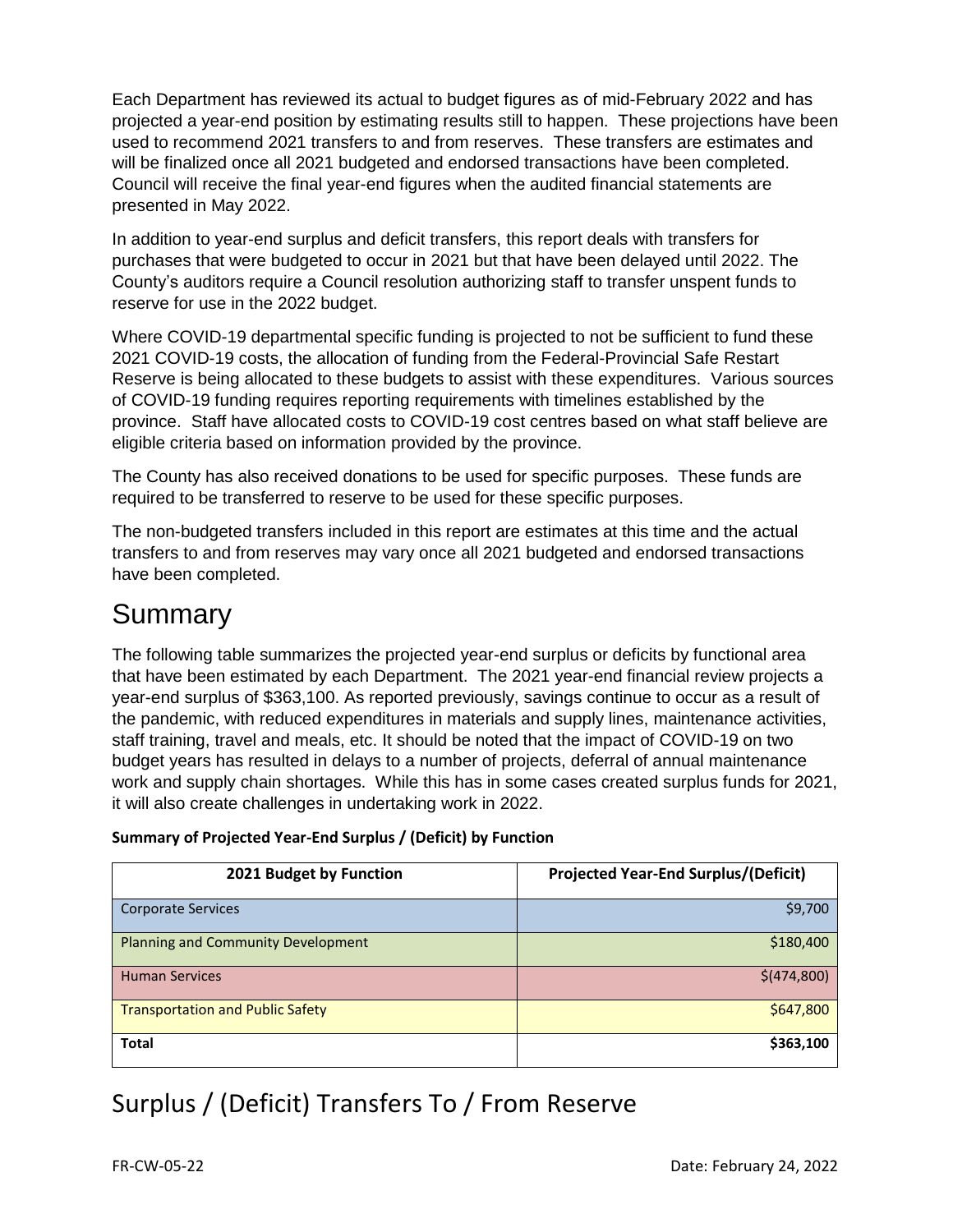Each Department has reviewed its actual to budget figures as of mid-February 2022 and has projected a year-end position by estimating results still to happen. These projections have been used to recommend 2021 transfers to and from reserves. These transfers are estimates and will be finalized once all 2021 budgeted and endorsed transactions have been completed. Council will receive the final year-end figures when the audited financial statements are presented in May 2022.

In addition to year-end surplus and deficit transfers, this report deals with transfers for purchases that were budgeted to occur in 2021 but that have been delayed until 2022. The County's auditors require a Council resolution authorizing staff to transfer unspent funds to reserve for use in the 2022 budget.

Where COVID-19 departmental specific funding is projected to not be sufficient to fund these 2021 COVID-19 costs, the allocation of funding from the Federal-Provincial Safe Restart Reserve is being allocated to these budgets to assist with these expenditures. Various sources of COVID-19 funding requires reporting requirements with timelines established by the province. Staff have allocated costs to COVID-19 cost centres based on what staff believe are eligible criteria based on information provided by the province.

The County has also received donations to be used for specific purposes. These funds are required to be transferred to reserve to be used for these specific purposes.

The non-budgeted transfers included in this report are estimates at this time and the actual transfers to and from reserves may vary once all 2021 budgeted and endorsed transactions have been completed.

# Summary

The following table summarizes the projected year-end surplus or deficits by functional area that have been estimated by each Department. The 2021 year-end financial review projects a year-end surplus of $363,100. As reported previously, savings continue to occur as a result of the pandemic, with reduced expenditures in materials and supply lines, maintenance activities, staff training, travel and meals, etc. It should be noted that the impact of COVID-19 on two budget years has resulted in delays to a number of projects, deferral of annual maintenance work and supply chain shortages. While this has in some cases created surplus funds for 2021, it will also create challenges in undertaking work in 2022.

**Summary of Projected Year-End Surplus / (Deficit) by Function**

| 2021 Budget by Function | Projected Year-End Surplus/(Deficit) |
|---|---|
| Corporate Services | $9,700 |
| Planning and Community Development | $180,400 |
| Human Services | $(474,800) |
| Transportation and Public Safety | $647,800 |
| **Total** | **$363,100** |

# Surplus / (Deficit) Transfers To / From Reserve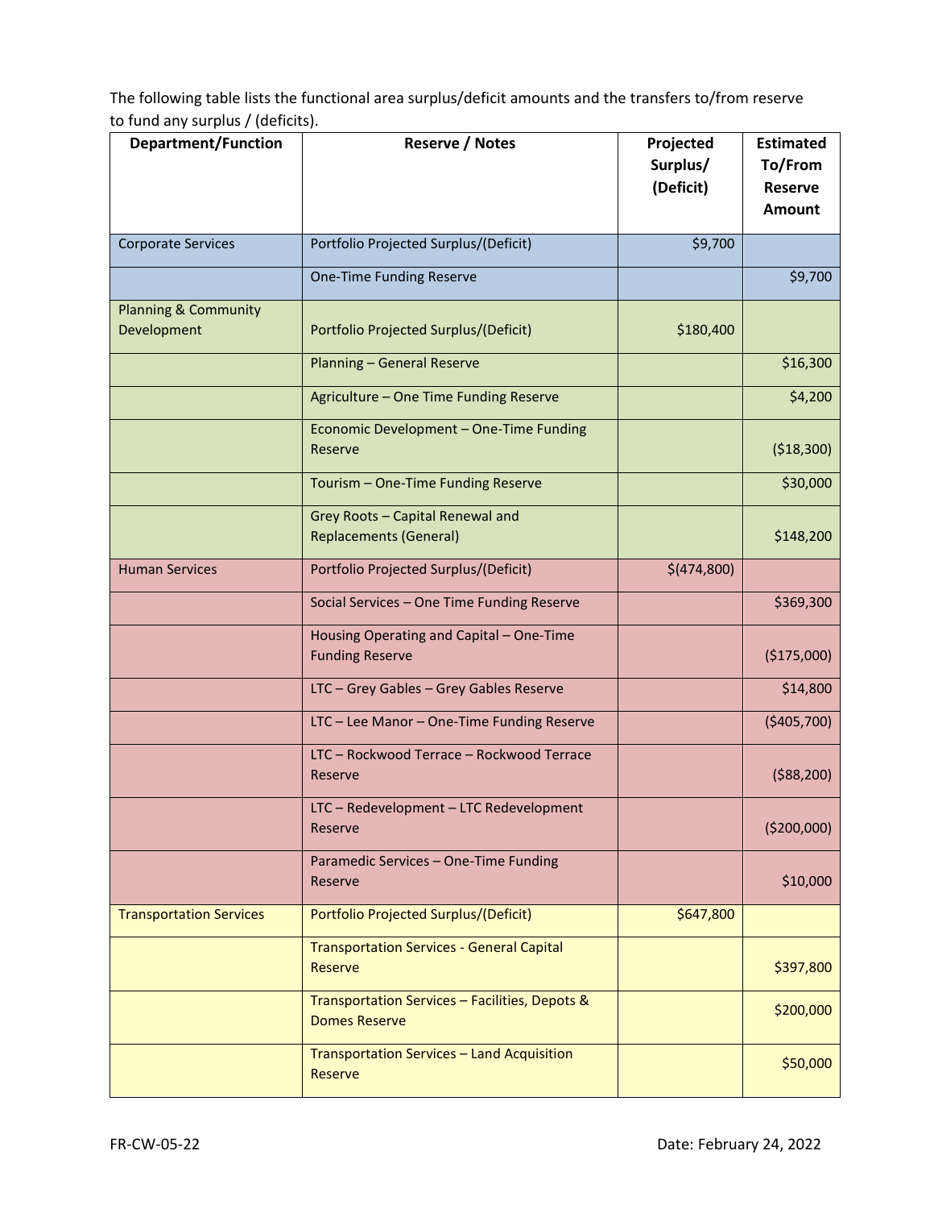The following table lists the functional area surplus/deficit amounts and the transfers to/from reserve to fund any surplus / (deficits).

| Department/Function | Reserve / Notes | Projected Surplus/ (Deficit) | Estimated To/From Reserve Amount |
|---|---|---|---|
| Corporate Services | Portfolio Projected Surplus/(Deficit) | $9,700 | |
| | One-Time Funding Reserve | | $9,700 |
| Planning & Community Development | Portfolio Projected Surplus/(Deficit) | $180,400 | |
| | Planning – General Reserve | | $16,300 |
| | Agriculture – One Time Funding Reserve | | $4,200 |
| | Economic Development – One-Time Funding Reserve | | ($18,300) |
| | Tourism – One-Time Funding Reserve | | $30,000 |
| | Grey Roots – Capital Renewal and Replacements (General) | | $148,200 |
| Human Services | Portfolio Projected Surplus/(Deficit) | $(474,800) | |
| | Social Services – One Time Funding Reserve | | $369,300 |
| | Housing Operating and Capital – One-Time Funding Reserve | | ($175,000) |
| | LTC – Grey Gables – Grey Gables Reserve | | $14,800 |
| | LTC – Lee Manor – One-Time Funding Reserve | | ($405,700) |
| | LTC – Rockwood Terrace – Rockwood Terrace Reserve | | ($88,200) |
| | LTC – Redevelopment – LTC Redevelopment Reserve | | ($200,000) |
| | Paramedic Services – One-Time Funding Reserve | | $10,000 |
| Transportation Services | Portfolio Projected Surplus/(Deficit) | $647,800 | |
| | Transportation Services - General Capital Reserve | | $397,800 |
| | Transportation Services – Facilities, Depots & Domes Reserve | | $200,000 |
| | Transportation Services – Land Acquisition Reserve | | $50,000 |

FR-CW-05-22 Date: February 24, 2022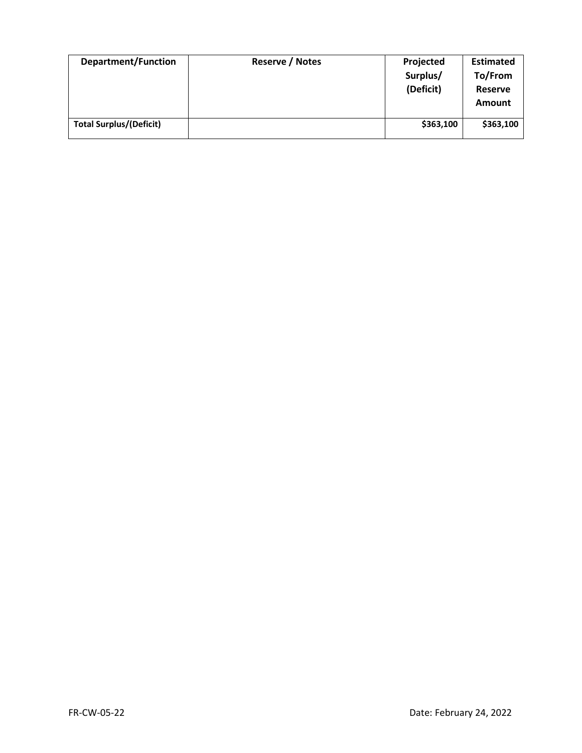| Department/Function | Reserve / Notes | Projected Surplus/ (Deficit) | Estimated To/From Reserve Amount |
|---|---|---|---|
| **Total Surplus/(Deficit)** | | **$363,100** | **$363,100** |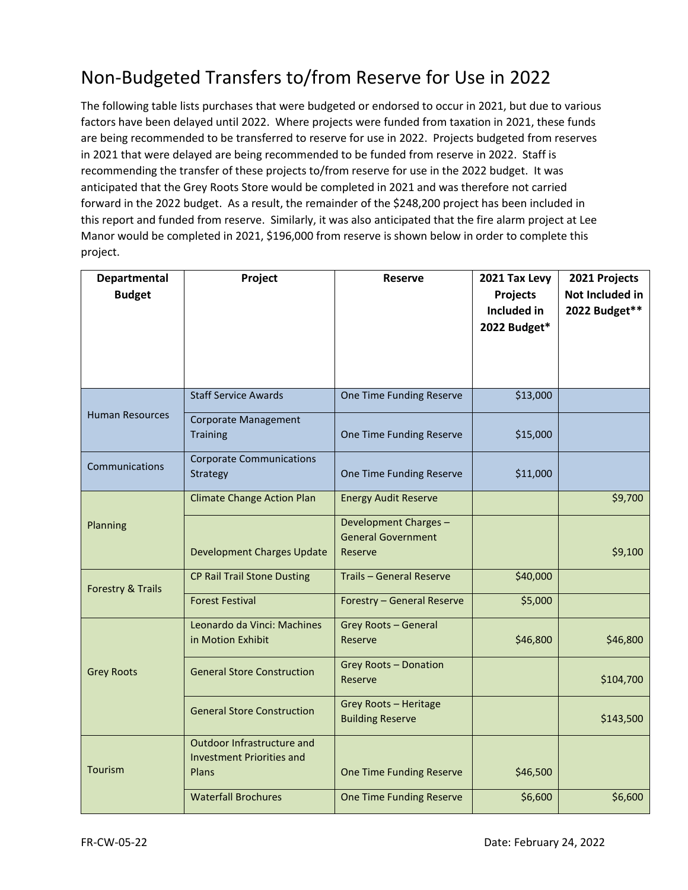# Non-Budgeted Transfers to/from Reserve for Use in 2022

The following table lists purchases that were budgeted or endorsed to occur in 2021, but due to various factors have been delayed until 2022. Where projects were funded from taxation in 2021, these funds are being recommended to be transferred to reserve for use in 2022. Projects budgeted from reserves in 2021 that were delayed are being recommended to be funded from reserve in 2022. Staff is recommending the transfer of these projects to/from reserve for use in the 2022 budget. It was anticipated that the Grey Roots Store would be completed in 2021 and was therefore not carried forward in the 2022 budget. As a result, the remainder of the $248,200 project has been included in this report and funded from reserve. Similarly, it was also anticipated that the fire alarm project at Lee Manor would be completed in 2021, $196,000 from reserve is shown below in order to complete this project.

| Departmental Budget | Project | Reserve | 2021 Tax Levy Projects Included in 2022 Budget* | 2021 Projects Not Included in 2022 Budget** |
|---|---|---|---|---|
| Human Resources | Staff Service Awards | One Time Funding Reserve | $13,000 | |
| | Corporate Management Training | One Time Funding Reserve | $15,000 | |
| Communications | Corporate Communications Strategy | One Time Funding Reserve | $11,000 | |
| Planning | Climate Change Action Plan | Energy Audit Reserve | | $9,700 |
| | Development Charges Update | Development Charges – General Government Reserve | | $9,100 |
| Forestry & Trails | CP Rail Trail Stone Dusting | Trails – General Reserve | $40,000 | |
| | Forest Festival | Forestry – General Reserve | $5,000 | |
| Grey Roots | Leonardo da Vinci: Machines in Motion Exhibit | Grey Roots – General Reserve | $46,800 | $46,800 |
| | General Store Construction | Grey Roots – Donation Reserve | | $104,700 |
| | General Store Construction | Grey Roots – Heritage Building Reserve | | $143,500 |
| Tourism | Outdoor Infrastructure and Investment Priorities and Plans | One Time Funding Reserve | $46,500 | |
| | Waterfall Brochures | One Time Funding Reserve | $6,600 | $6,600 |

FR-CW-05-22 Date: February 24, 2022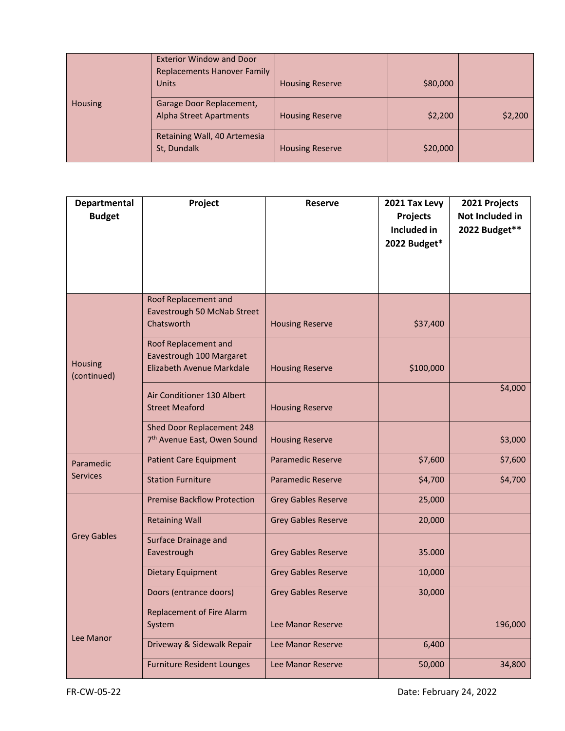| Housing | Exterior Window and Door Replacements Hanover Family Units | Housing Reserve | $80,000 | |
|---|---|---|---|---|
| | Garage Door Replacement, Alpha Street Apartments | Housing Reserve | $2,200 | $2,200 |
| | Retaining Wall, 40 Artemesia St, Dundalk | Housing Reserve | $20,000 | |

| Departmental Budget | Project | Reserve | 2021 Tax Levy Projects Included in 2022 Budget* | 2021 Projects Not Included in 2022 Budget** |
|---|---|---|---|---|
| Housing (continued) | Roof Replacement and Eavestrough 50 McNab Street Chatsworth | Housing Reserve | $37,400 | |
| | Roof Replacement and Eavestrough 100 Margaret Elizabeth Avenue Markdale | Housing Reserve | $100,000 | |
| | Air Conditioner 130 Albert Street Meaford | Housing Reserve | | $4,000 |
| | Shed Door Replacement 248 7th Avenue East, Owen Sound | Housing Reserve | | $3,000 |
| Paramedic Services | Patient Care Equipment | Paramedic Reserve | $7,600 | $7,600 |
| | Station Furniture | Paramedic Reserve | $4,700 | $4,700 |
| Grey Gables | Premise Backflow Protection | Grey Gables Reserve | 25,000 | |
| | Retaining Wall | Grey Gables Reserve | 20,000 | |
| | Surface Drainage and Eavestrough | Grey Gables Reserve | 35.000 | |
| | Dietary Equipment | Grey Gables Reserve | 10,000 | |
| | Doors (entrance doors) | Grey Gables Reserve | 30,000 | |
| Lee Manor | Replacement of Fire Alarm System | Lee Manor Reserve | | 196,000 |
| | Driveway & Sidewalk Repair | Lee Manor Reserve | 6,400 | |
| | Furniture Resident Lounges | Lee Manor Reserve | 50,000 | 34,800 |

FR-CW-05-22 Date: February 24, 2022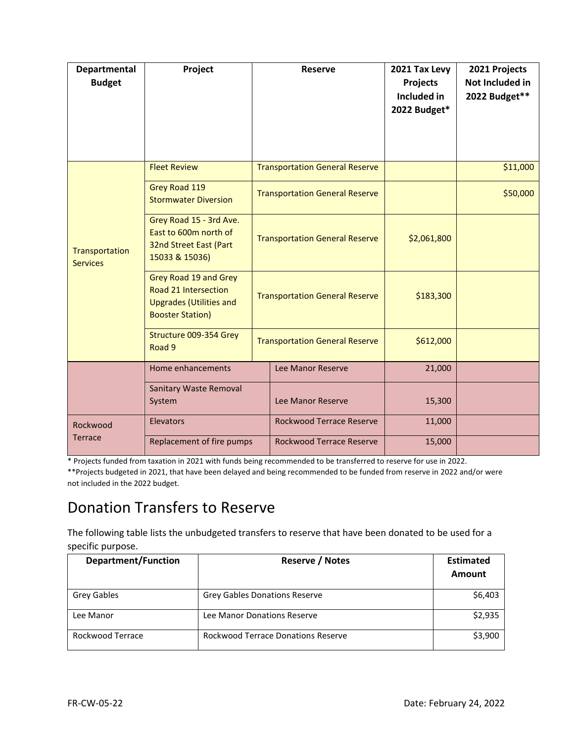| Departmental Budget | Project | Reserve | 2021 Tax Levy Projects Included in 2022 Budget* | 2021 Projects Not Included in 2022 Budget** |
|---|---|---|---|---|
| Transportation Services | Fleet Review | Transportation General Reserve | | $11,000 |
| | Grey Road 119 Stormwater Diversion | Transportation General Reserve | | $50,000 |
| | Grey Road 15 - 3rd Ave. East to 600m north of 32nd Street East (Part 15033 & 15036) | Transportation General Reserve | $2,061,800 | |
| | Grey Road 19 and Grey Road 21 Intersection Upgrades (Utilities and Booster Station) | Transportation General Reserve | $183,300 | |
| | Structure 009-354 Grey Road 9 | Transportation General Reserve | $612,000 | |
| | Home enhancements | Lee Manor Reserve | 21,000 | |
| | Sanitary Waste Removal System | Lee Manor Reserve | 15,300 | |
| Rockwood Terrace | Elevators | Rockwood Terrace Reserve | 11,000 | |
| | Replacement of fire pumps | Rockwood Terrace Reserve | 15,000 | |

* Projects funded from taxation in 2021 with funds being recommended to be transferred to reserve for use in 2022.

**Projects budgeted in 2021, that have been delayed and being recommended to be funded from reserve in 2022 and/or were not included in the 2022 budget.

## Donation Transfers to Reserve

The following table lists the unbudgeted transfers to reserve that have been donated to be used for a specific purpose.

| Department/Function | Reserve / Notes | Estimated Amount |
|---|---|---|
| Grey Gables | Grey Gables Donations Reserve | $6,403 |
| Lee Manor | Lee Manor Donations Reserve | $2,935 |
| Rockwood Terrace | Rockwood Terrace Donations Reserve | $3,900 |

FR-CW-05-22 Date: February 24, 2022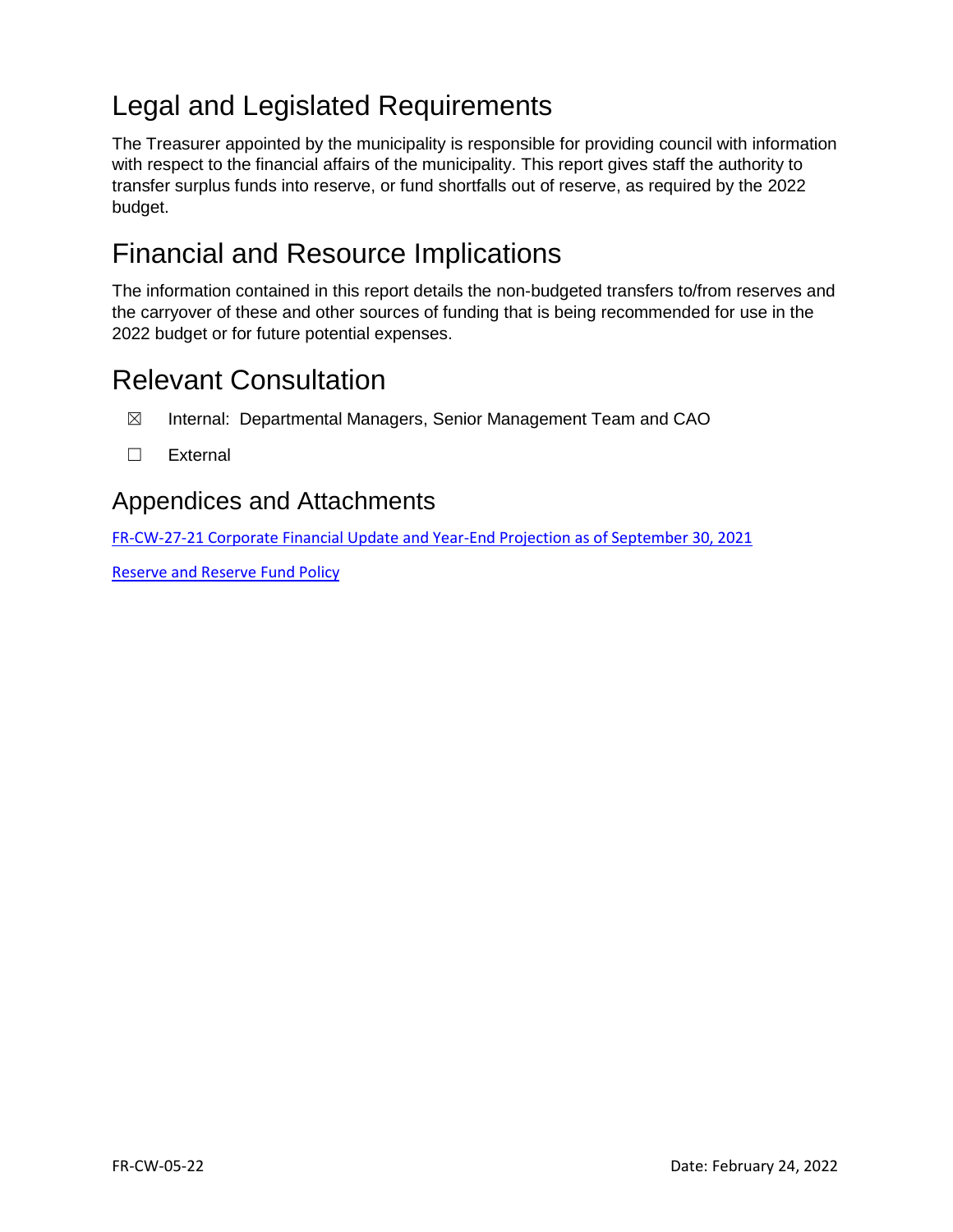## Legal and Legislated Requirements

The Treasurer appointed by the municipality is responsible for providing council with information with respect to the financial affairs of the municipality. This report gives staff the authority to transfer surplus funds into reserve, or fund shortfalls out of reserve, as required by the 2022 budget.

## Financial and Resource Implications

The information contained in this report details the non-budgeted transfers to/from reserves and the carryover of these and other sources of funding that is being recommended for use in the 2022 budget or for future potential expenses.

## Relevant Consultation

- ☒ Internal: Departmental Managers, Senior Management Team and CAO
- ☐ External

### Appendices and Attachments

FR-CW-27-21 Corporate Financial Update and Year-End Projection as of September 30, 2021

Reserve and Reserve Fund Policy